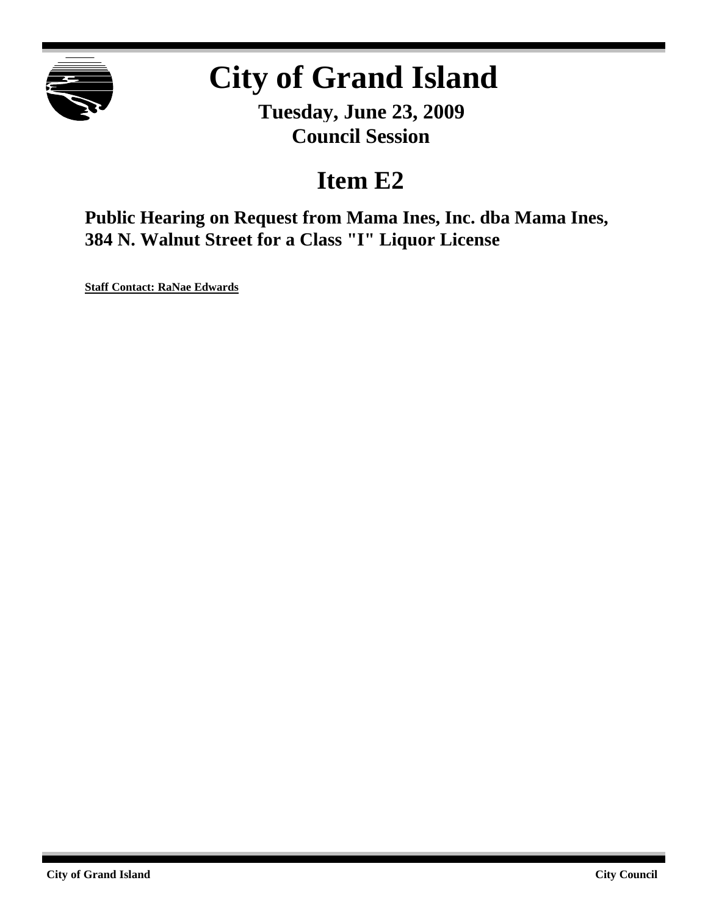# City of Grand Island

**Tuesday, June 23, 2009**
**Council Session**

## Item E2

### Public Hearing on Request from Mama Ines, Inc. dba Mama Ines, 384 N. Walnut Street for a Class "I" Liquor License

**Staff Contact: RaNae Edwards**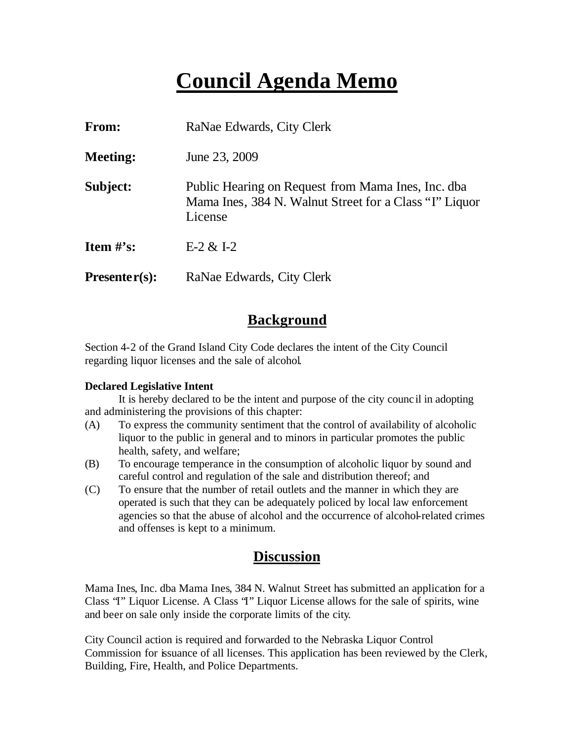# Council Agenda Memo

**From:** RaNae Edwards, City Clerk

**Meeting:** June 23, 2009

**Subject:** Public Hearing on Request from Mama Ines, Inc. dba Mama Ines, 384 N. Walnut Street for a Class "I" Liquor License

**Item #'s:** E-2 & I-2

**Presenter(s):** RaNae Edwards, City Clerk

## Background

Section 4-2 of the Grand Island City Code declares the intent of the City Council regarding liquor licenses and the sale of alcohol.

**Declared Legislative Intent**

It is hereby declared to be the intent and purpose of the city council in adopting and administering the provisions of this chapter:

(A) To express the community sentiment that the control of availability of alcoholic liquor to the public in general and to minors in particular promotes the public health, safety, and welfare;

(B) To encourage temperance in the consumption of alcoholic liquor by sound and careful control and regulation of the sale and distribution thereof; and

(C) To ensure that the number of retail outlets and the manner in which they are operated is such that they can be adequately policed by local law enforcement agencies so that the abuse of alcohol and the occurrence of alcohol-related crimes and offenses is kept to a minimum.

## Discussion

Mama Ines, Inc. dba Mama Ines, 384 N. Walnut Street has submitted an application for a Class "I" Liquor License. A Class "I" Liquor License allows for the sale of spirits, wine and beer on sale only inside the corporate limits of the city.

City Council action is required and forwarded to the Nebraska Liquor Control Commission for issuance of all licenses. This application has been reviewed by the Clerk, Building, Fire, Health, and Police Departments.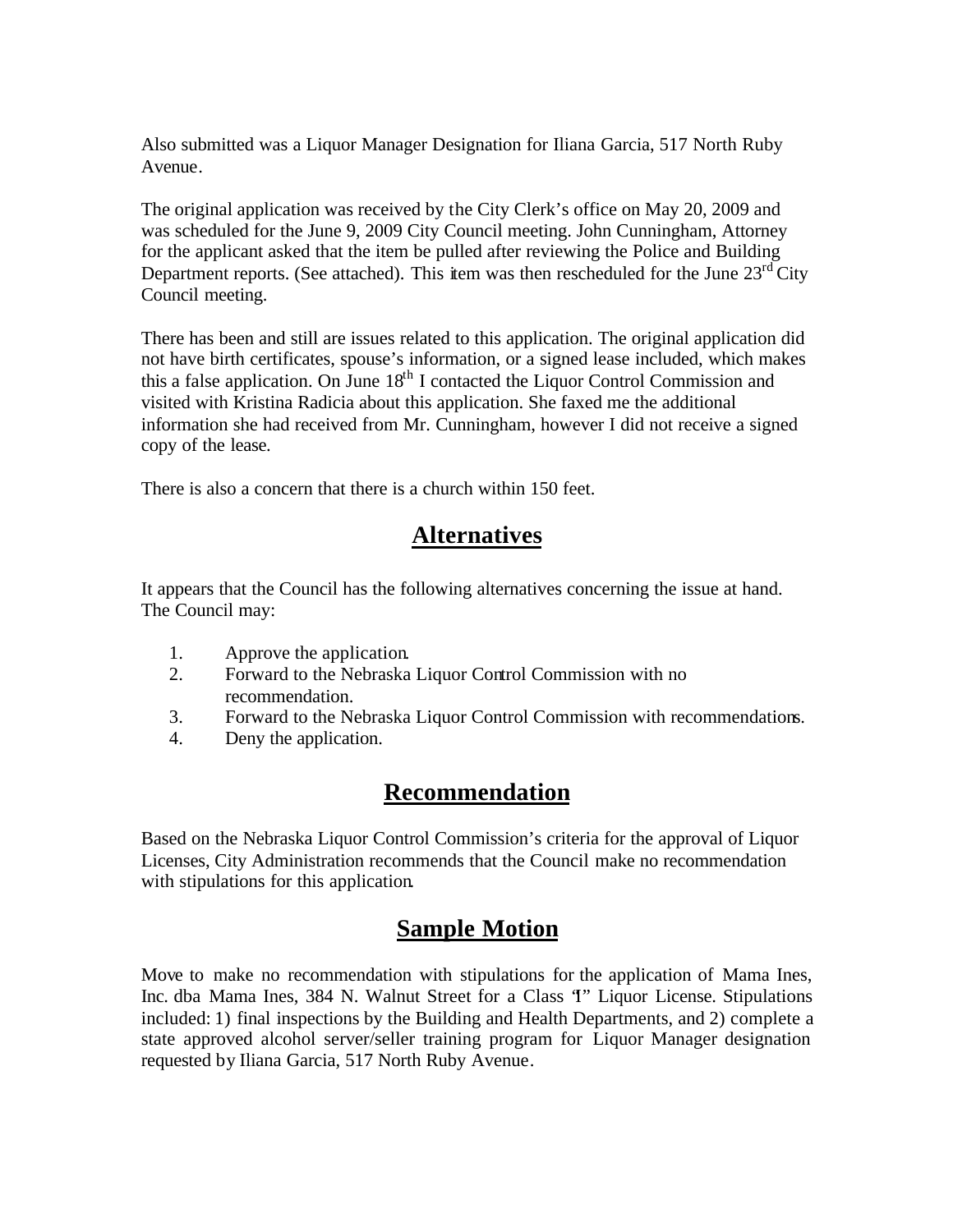Also submitted was a Liquor Manager Designation for Iliana Garcia, 517 North Ruby Avenue.

The original application was received by the City Clerk's office on May 20, 2009 and was scheduled for the June 9, 2009 City Council meeting. John Cunningham, Attorney for the applicant asked that the item be pulled after reviewing the Police and Building Department reports. (See attached). This item was then rescheduled for the June 23rd City Council meeting.

There has been and still are issues related to this application. The original application did not have birth certificates, spouse's information, or a signed lease included, which makes this a false application. On June 18th I contacted the Liquor Control Commission and visited with Kristina Radicia about this application. She faxed me the additional information she had received from Mr. Cunningham, however I did not receive a signed copy of the lease.

There is also a concern that there is a church within 150 feet.

## Alternatives

It appears that the Council has the following alternatives concerning the issue at hand. The Council may:

1. Approve the application.
2. Forward to the Nebraska Liquor Control Commission with no recommendation.
3. Forward to the Nebraska Liquor Control Commission with recommendations.
4. Deny the application.

## Recommendation

Based on the Nebraska Liquor Control Commission's criteria for the approval of Liquor Licenses, City Administration recommends that the Council make no recommendation with stipulations for this application.

## Sample Motion

Move to make no recommendation with stipulations for the application of Mama Ines, Inc. dba Mama Ines, 384 N. Walnut Street for a Class "I" Liquor License. Stipulations included: 1) final inspections by the Building and Health Departments, and 2) complete a state approved alcohol server/seller training program for Liquor Manager designation requested by Iliana Garcia, 517 North Ruby Avenue.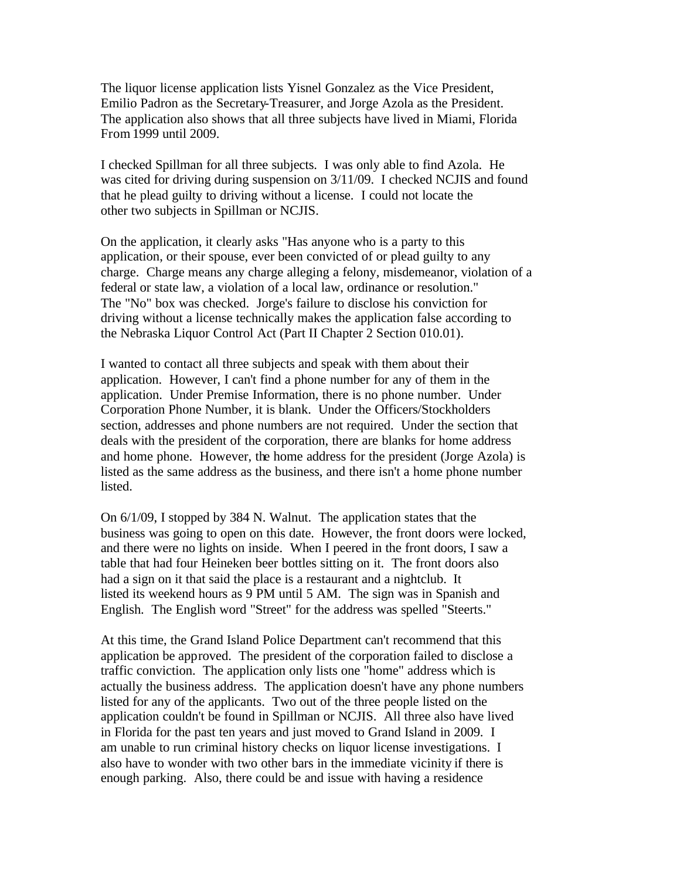The liquor license application lists Yisnel Gonzalez as the Vice President, Emilio Padron as the Secretary-Treasurer, and Jorge Azola as the President. The application also shows that all three subjects have lived in Miami, Florida From 1999 until 2009.

I checked Spillman for all three subjects. I was only able to find Azola. He was cited for driving during suspension on 3/11/09. I checked NCJIS and found that he plead guilty to driving without a license. I could not locate the other two subjects in Spillman or NCJIS.

On the application, it clearly asks "Has anyone who is a party to this application, or their spouse, ever been convicted of or plead guilty to any charge. Charge means any charge alleging a felony, misdemeanor, violation of a federal or state law, a violation of a local law, ordinance or resolution." The "No" box was checked. Jorge's failure to disclose his conviction for driving without a license technically makes the application false according to the Nebraska Liquor Control Act (Part II Chapter 2 Section 010.01).

I wanted to contact all three subjects and speak with them about their application. However, I can't find a phone number for any of them in the application. Under Premise Information, there is no phone number. Under Corporation Phone Number, it is blank. Under the Officers/Stockholders section, addresses and phone numbers are not required. Under the section that deals with the president of the corporation, there are blanks for home address and home phone. However, the home address for the president (Jorge Azola) is listed as the same address as the business, and there isn't a home phone number listed.

On 6/1/09, I stopped by 384 N. Walnut. The application states that the business was going to open on this date. However, the front doors were locked, and there were no lights on inside. When I peered in the front doors, I saw a table that had four Heineken beer bottles sitting on it. The front doors also had a sign on it that said the place is a restaurant and a nightclub. It listed its weekend hours as 9 PM until 5 AM. The sign was in Spanish and English. The English word "Street" for the address was spelled "Steerts."

At this time, the Grand Island Police Department can't recommend that this application be approved. The president of the corporation failed to disclose a traffic conviction. The application only lists one "home" address which is actually the business address. The application doesn't have any phone numbers listed for any of the applicants. Two out of the three people listed on the application couldn't be found in Spillman or NCJIS. All three also have lived in Florida for the past ten years and just moved to Grand Island in 2009. I am unable to run criminal history checks on liquor license investigations. I also have to wonder with two other bars in the immediate vicinity if there is enough parking. Also, there could be and issue with having a residence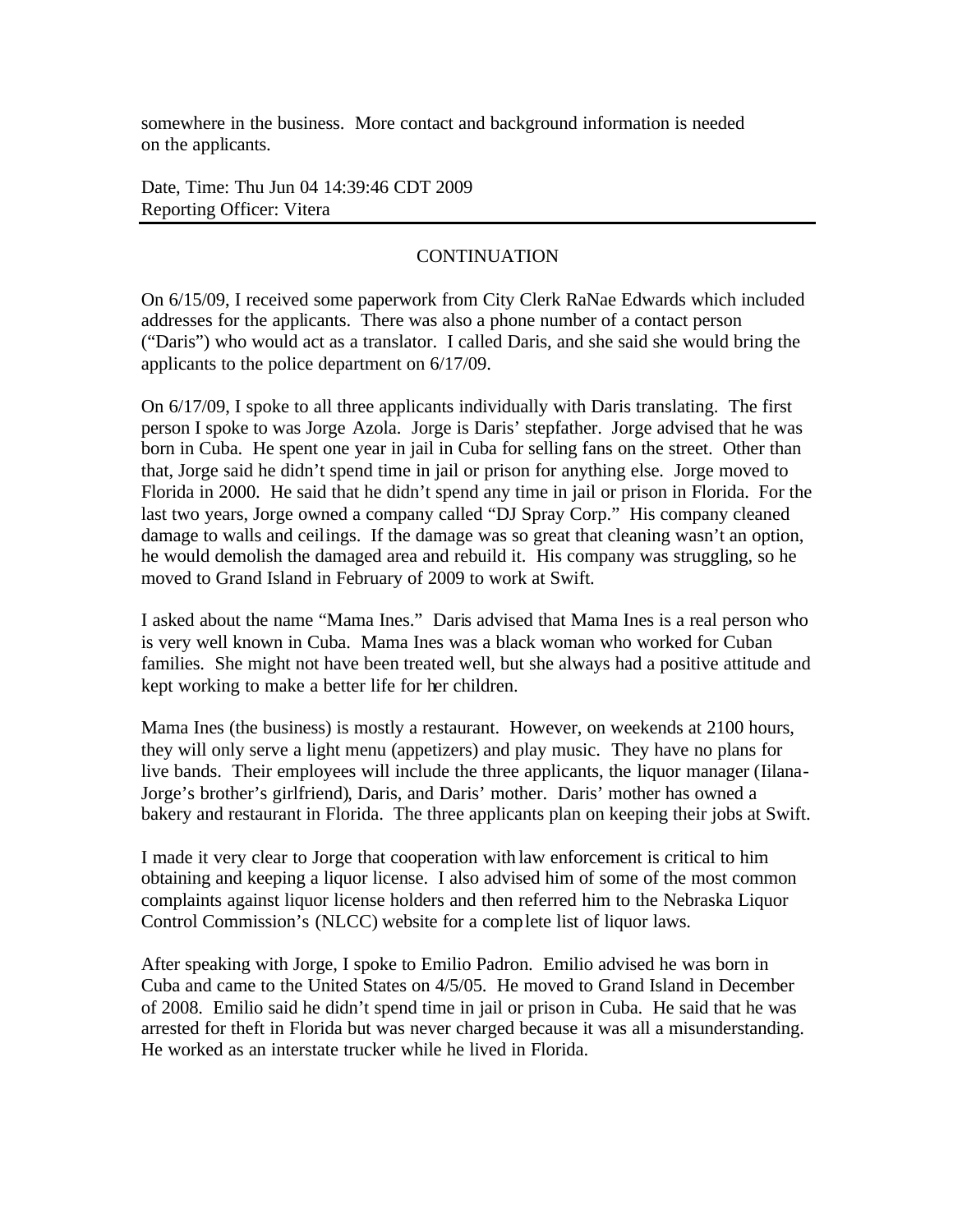somewhere in the business. More contact and background information is needed on the applicants.

Date, Time: Thu Jun 04 14:39:46 CDT 2009
Reporting Officer: Vitera

---

CONTINUATION

On 6/15/09, I received some paperwork from City Clerk RaNae Edwards which included addresses for the applicants. There was also a phone number of a contact person ("Daris") who would act as a translator. I called Daris, and she said she would bring the applicants to the police department on 6/17/09.

On 6/17/09, I spoke to all three applicants individually with Daris translating. The first person I spoke to was Jorge Azola. Jorge is Daris' stepfather. Jorge advised that he was born in Cuba. He spent one year in jail in Cuba for selling fans on the street. Other than that, Jorge said he didn't spend time in jail or prison for anything else. Jorge moved to Florida in 2000. He said that he didn't spend any time in jail or prison in Florida. For the last two years, Jorge owned a company called "DJ Spray Corp." His company cleaned damage to walls and ceilings. If the damage was so great that cleaning wasn't an option, he would demolish the damaged area and rebuild it. His company was struggling, so he moved to Grand Island in February of 2009 to work at Swift.

I asked about the name "Mama Ines." Daris advised that Mama Ines is a real person who is very well known in Cuba. Mama Ines was a black woman who worked for Cuban families. She might not have been treated well, but she always had a positive attitude and kept working to make a better life for her children.

Mama Ines (the business) is mostly a restaurant. However, on weekends at 2100 hours, they will only serve a light menu (appetizers) and play music. They have no plans for live bands. Their employees will include the three applicants, the liquor manager (Iilana-Jorge's brother's girlfriend), Daris, and Daris' mother. Daris' mother has owned a bakery and restaurant in Florida. The three applicants plan on keeping their jobs at Swift.

I made it very clear to Jorge that cooperation with law enforcement is critical to him obtaining and keeping a liquor license. I also advised him of some of the most common complaints against liquor license holders and then referred him to the Nebraska Liquor Control Commission's (NLCC) website for a complete list of liquor laws.

After speaking with Jorge, I spoke to Emilio Padron. Emilio advised he was born in Cuba and came to the United States on 4/5/05. He moved to Grand Island in December of 2008. Emilio said he didn't spend time in jail or prison in Cuba. He said that he was arrested for theft in Florida but was never charged because it was all a misunderstanding. He worked as an interstate trucker while he lived in Florida.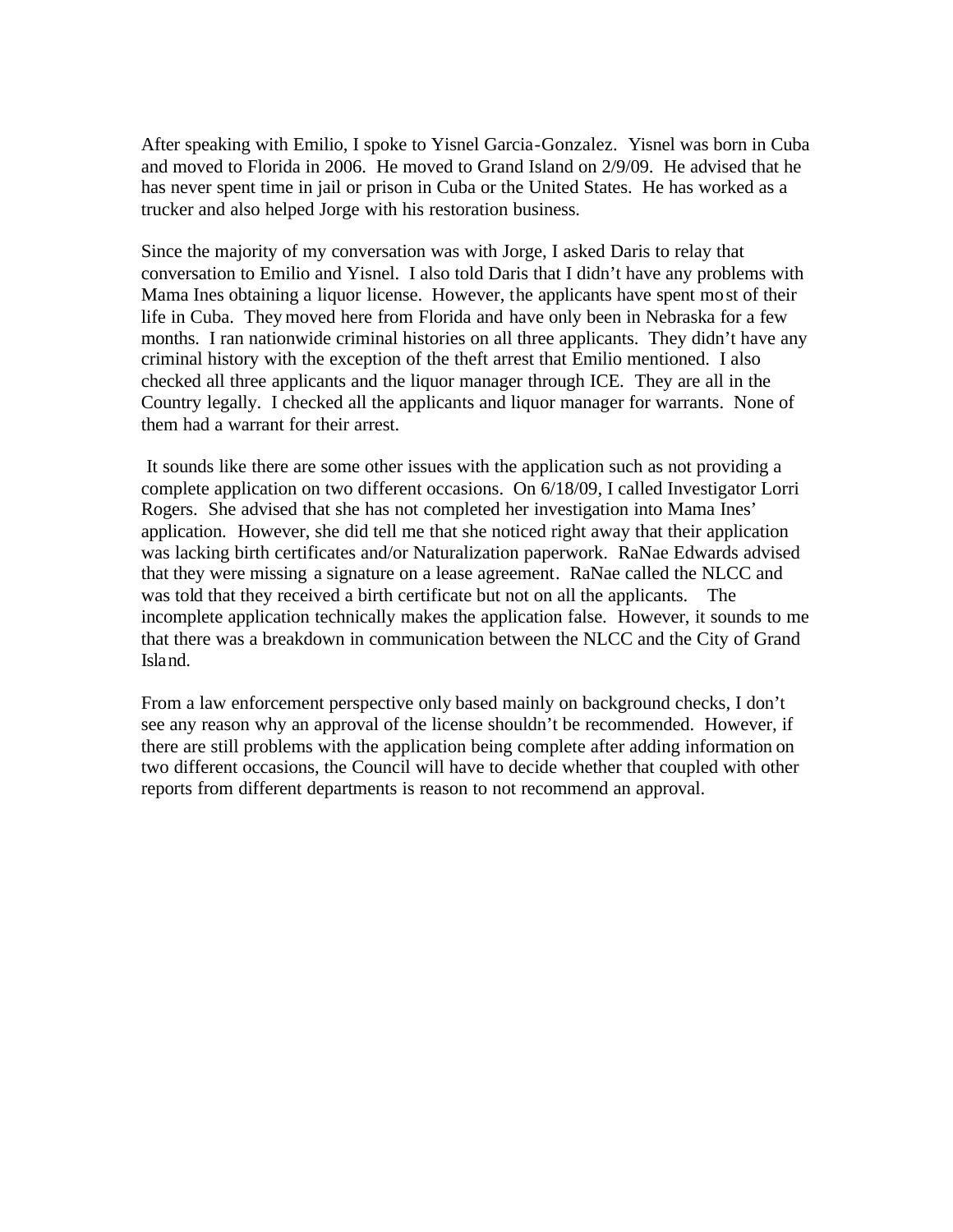After speaking with Emilio, I spoke to Yisnel Garcia-Gonzalez. Yisnel was born in Cuba and moved to Florida in 2006. He moved to Grand Island on 2/9/09. He advised that he has never spent time in jail or prison in Cuba or the United States. He has worked as a trucker and also helped Jorge with his restoration business.

Since the majority of my conversation was with Jorge, I asked Daris to relay that conversation to Emilio and Yisnel. I also told Daris that I didn't have any problems with Mama Ines obtaining a liquor license. However, the applicants have spent most of their life in Cuba. They moved here from Florida and have only been in Nebraska for a few months. I ran nationwide criminal histories on all three applicants. They didn't have any criminal history with the exception of the theft arrest that Emilio mentioned. I also checked all three applicants and the liquor manager through ICE. They are all in the Country legally. I checked all the applicants and liquor manager for warrants. None of them had a warrant for their arrest.

It sounds like there are some other issues with the application such as not providing a complete application on two different occasions. On 6/18/09, I called Investigator Lorri Rogers. She advised that she has not completed her investigation into Mama Ines' application. However, she did tell me that she noticed right away that their application was lacking birth certificates and/or Naturalization paperwork. RaNae Edwards advised that they were missing a signature on a lease agreement. RaNae called the NLCC and was told that they received a birth certificate but not on all the applicants. The incomplete application technically makes the application false. However, it sounds to me that there was a breakdown in communication between the NLCC and the City of Grand Island.

From a law enforcement perspective only based mainly on background checks, I don't see any reason why an approval of the license shouldn't be recommended. However, if there are still problems with the application being complete after adding information on two different occasions, the Council will have to decide whether that coupled with other reports from different departments is reason to not recommend an approval.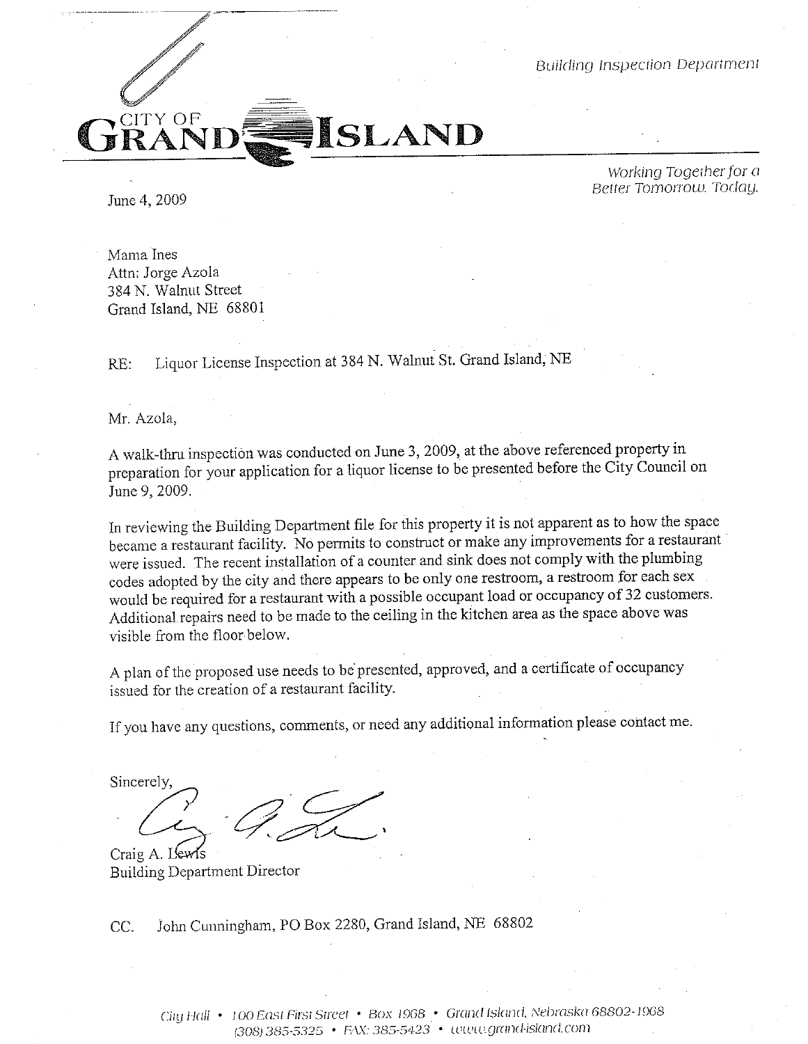Building Inspection Department

CITY OF GRAND ISLAND

*Working Together for a Better Tomorrow. Today.*

June 4, 2009

Mama Ines
Attn: Jorge Azola
384 N. Walnut Street
Grand Island, NE 68801

RE: Liquor License Inspection at 384 N. Walnut St. Grand Island, NE

Mr. Azola,

A walk-thru inspection was conducted on June 3, 2009, at the above referenced property in preparation for your application for a liquor license to be presented before the City Council on June 9, 2009.

In reviewing the Building Department file for this property it is not apparent as to how the space became a restaurant facility. No permits to construct or make any improvements for a restaurant were issued. The recent installation of a counter and sink does not comply with the plumbing codes adopted by the city and there appears to be only one restroom, a restroom for each sex would be required for a restaurant with a possible occupant load or occupancy of 32 customers. Additional repairs need to be made to the ceiling in the kitchen area as the space above was visible from the floor below.

A plan of the proposed use needs to be presented, approved, and a certificate of occupancy issued for the creation of a restaurant facility.

If you have any questions, comments, or need any additional information please contact me.

Sincerely,

Craig A. Lewis
Building Department Director

CC. John Cunningham, PO Box 2280, Grand Island, NE 68802

City Hall • 100 East First Street • Box 1968 • Grand Island, Nebraska 68802-1968
(308) 385-5325 • FAX: 385-5423 • www.grand-island.com